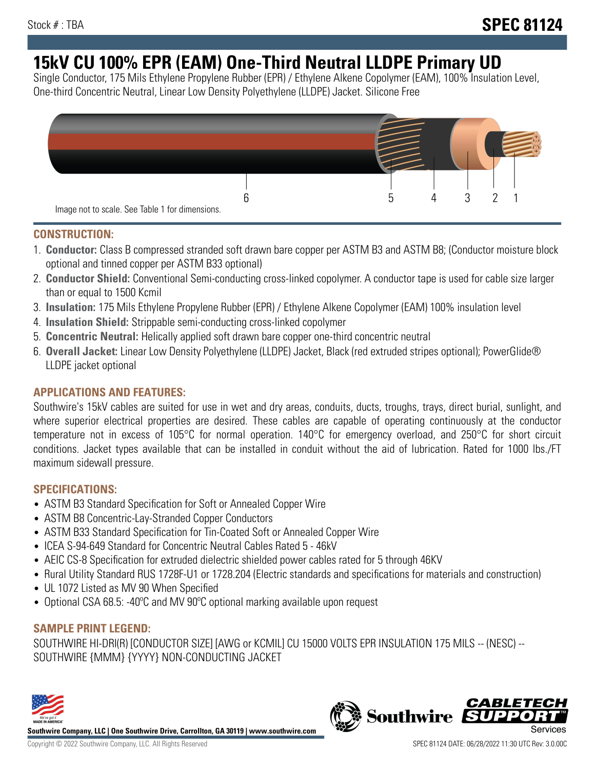Stock # : TBA

# SPEC 81124

# 15kV CU 100% EPR (EAM) One-Third Neutral LLDPE Primary UD

Single Conductor, 175 Mils Ethylene Propylene Rubber (EPR) / Ethylene Alkene Copolymer (EAM), 100% Insulation Level, One-third Concentric Neutral, Linear Low Density Polyethylene (LLDPE) Jacket. Silicone Free

6 5 4 3 2 1

Image not to scale. See Table 1 for dimensions.

## CONSTRUCTION:

1. **Conductor:** Class B compressed stranded soft drawn bare copper per ASTM B3 and ASTM B8; (Conductor moisture block optional and tinned copper per ASTM B33 optional)
2. **Conductor Shield:** Conventional Semi-conducting cross-linked copolymer. A conductor tape is used for cable size larger than or equal to 1500 Kcmil
3. **Insulation:** 175 Mils Ethylene Propylene Rubber (EPR) / Ethylene Alkene Copolymer (EAM) 100% insulation level
4. **Insulation Shield:** Strippable semi-conducting cross-linked copolymer
5. **Concentric Neutral:** Helically applied soft drawn bare copper one-third concentric neutral
6. **Overall Jacket:** Linear Low Density Polyethylene (LLDPE) Jacket, Black (red extruded stripes optional); PowerGlide® LLDPE jacket optional

## APPLICATIONS AND FEATURES:

Southwire's 15kV cables are suited for use in wet and dry areas, conduits, ducts, troughs, trays, direct burial, sunlight, and where superior electrical properties are desired. These cables are capable of operating continuously at the conductor temperature not in excess of 105°C for normal operation. 140°C for emergency overload, and 250°C for short circuit conditions. Jacket types available that can be installed in conduit without the aid of lubrication. Rated for 1000 lbs./FT maximum sidewall pressure.

## SPECIFICATIONS:

- ASTM B3 Standard Specification for Soft or Annealed Copper Wire
- ASTM B8 Concentric-Lay-Stranded Copper Conductors
- ASTM B33 Standard Specification for Tin-Coated Soft or Annealed Copper Wire
- ICEA S-94-649 Standard for Concentric Neutral Cables Rated 5 - 46kV
- AEIC CS-8 Specification for extruded dielectric shielded power cables rated for 5 through 46KV
- Rural Utility Standard RUS 1728F-U1 or 1728.204 (Electric standards and specifications for materials and construction)
- UL 1072 Listed as MV 90 When Specified
- Optional CSA 68.5: -40ºC and MV 90ºC optional marking available upon request

## SAMPLE PRINT LEGEND:

SOUTHWIRE HI-DRI(R) [CONDUCTOR SIZE] [AWG or KCMIL] CU 15000 VOLTS EPR INSULATION 175 MILS -- (NESC) -- SOUTHWIRE {MMM} {YYYY} NON-CONDUCTING JACKET

**Southwire Company, LLC | One Southwire Drive, Carrollton, GA 30119 | www.southwire.com**

Copyright © 2022 Southwire Company, LLC. All Rights Reserved

SPEC 81124 DATE: 06/28/2022 11:30 UTC Rev: 3.0.00C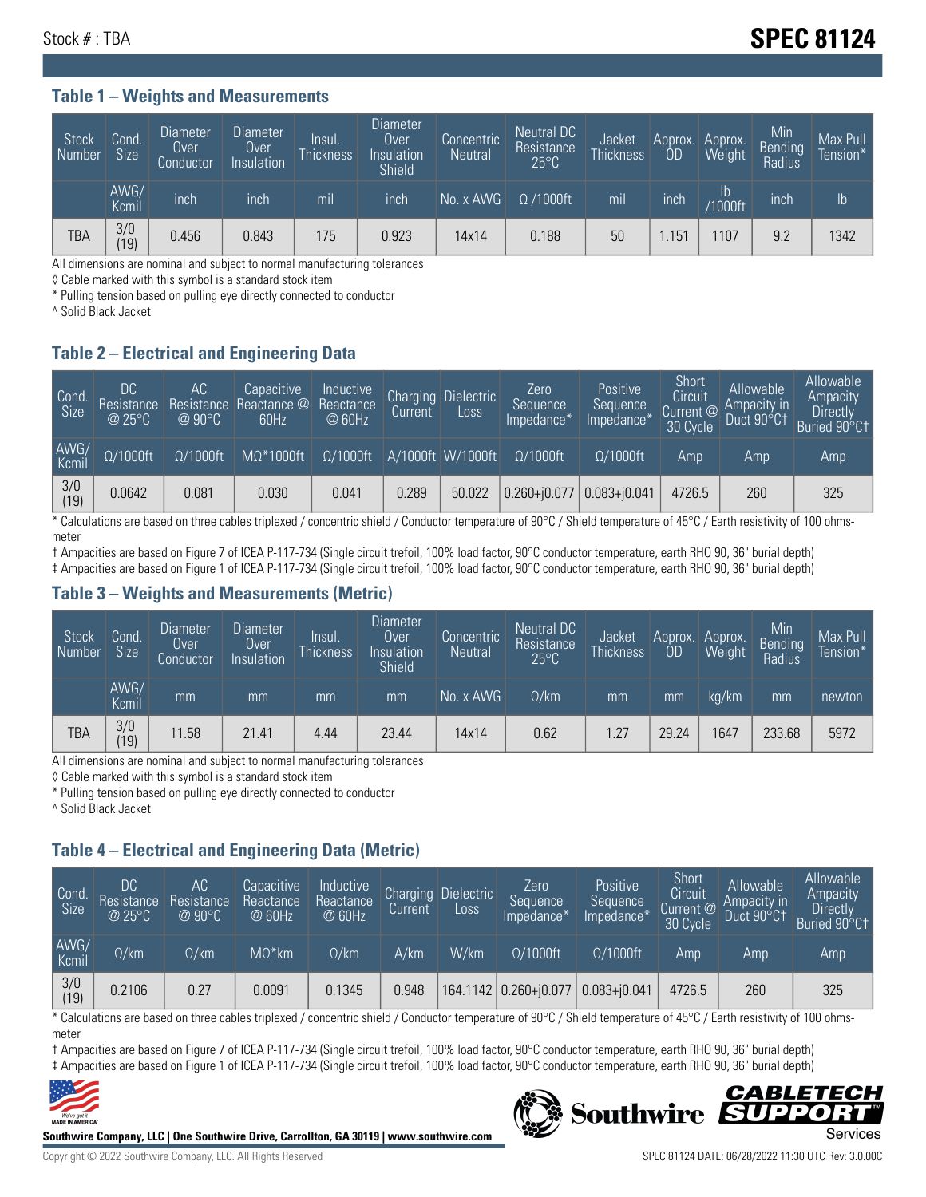Stock # : TBA

# SPEC 81124

### Table 1 – Weights and Measurements

| Stock Number | Cond. Size | Diameter Over Conductor | Diameter Over Insulation | Insul. Thickness | Diameter Over Insulation Shield | Concentric Neutral | Neutral DC Resistance 25°C | Jacket Thickness | Approx. OD | Approx. Weight | Min Bending Radius | Max Pull Tension* |
|---|---|---|---|---|---|---|---|---|---|---|---|---|
| | AWG/ Kcmil | inch | inch | mil | inch | No. x AWG | Ω /1000ft | mil | inch | lb /1000ft | inch | lb |
| TBA | 3/0 (19) | 0.456 | 0.843 | 175 | 0.923 | 14x14 | 0.188 | 50 | 1.151 | 1107 | 9.2 | 1342 |

All dimensions are nominal and subject to normal manufacturing tolerances

◊ Cable marked with this symbol is a standard stock item

* Pulling tension based on pulling eye directly connected to conductor

^ Solid Black Jacket

### Table 2 – Electrical and Engineering Data

| Cond. Size | DC Resistance @ 25°C | AC Resistance @ 90°C | Capacitive Reactance @ 60Hz | Inductive Reactance @ 60Hz | Charging Current | Dielectric Loss | Zero Sequence Impedance* | Positive Sequence Impedance* | Short Circuit Current @ 30 Cycle | Allowable Ampacity in Duct 90°C† | Allowable Ampacity Directly Buried 90°C‡ |
|---|---|---|---|---|---|---|---|---|---|---|---|
| AWG/ Kcmil | Ω/1000ft | Ω/1000ft | MΩ*1000ft | Ω/1000ft | A/1000ft | W/1000ft | Ω/1000ft | Ω/1000ft | Amp | Amp | Amp |
| 3/0 (19) | 0.0642 | 0.081 | 0.030 | 0.041 | 0.289 | 50.022 | 0.260+j0.077 | 0.083+j0.041 | 4726.5 | 260 | 325 |

* Calculations are based on three cables triplexed / concentric shield / Conductor temperature of 90°C / Shield temperature of 45°C / Earth resistivity of 100 ohms-meter

† Ampacities are based on Figure 7 of ICEA P-117-734 (Single circuit trefoil, 100% load factor, 90°C conductor temperature, earth RHO 90, 36" burial depth)

‡ Ampacities are based on Figure 1 of ICEA P-117-734 (Single circuit trefoil, 100% load factor, 90°C conductor temperature, earth RHO 90, 36" burial depth)

### Table 3 – Weights and Measurements (Metric)

| Stock Number | Cond. Size | Diameter Over Conductor | Diameter Over Insulation | Insul. Thickness | Diameter Over Insulation Shield | Concentric Neutral | Neutral DC Resistance 25°C | Jacket Thickness | Approx. OD | Approx. Weight | Min Bending Radius | Max Pull Tension* |
|---|---|---|---|---|---|---|---|---|---|---|---|---|
| | AWG/ Kcmil | mm | mm | mm | mm | No. x AWG | Ω/km | mm | mm | kg/km | mm | newton |
| TBA | 3/0 (19) | 11.58 | 21.41 | 4.44 | 23.44 | 14x14 | 0.62 | 1.27 | 29.24 | 1647 | 233.68 | 5972 |

All dimensions are nominal and subject to normal manufacturing tolerances

◊ Cable marked with this symbol is a standard stock item

* Pulling tension based on pulling eye directly connected to conductor

^ Solid Black Jacket

### Table 4 – Electrical and Engineering Data (Metric)

| Cond. Size | DC Resistance @ 25°C | AC Resistance @ 90°C | Capacitive Reactance @ 60Hz | Inductive Reactance @ 60Hz | Charging Current | Dielectric Loss | Zero Sequence Impedance* | Positive Sequence Impedance* | Short Circuit Current @ 30 Cycle | Allowable Ampacity in Duct 90°C† | Allowable Ampacity Directly Buried 90°C‡ |
|---|---|---|---|---|---|---|---|---|---|---|---|
| AWG/ Kcmil | Ω/km | Ω/km | MΩ*km | Ω/km | A/km | W/km | Ω/1000ft | Ω/1000ft | Amp | Amp | Amp |
| 3/0 (19) | 0.2106 | 0.27 | 0.0091 | 0.1345 | 0.948 | 164.1142 | 0.260+j0.077 | 0.083+j0.041 | 4726.5 | 260 | 325 |

* Calculations are based on three cables triplexed / concentric shield / Conductor temperature of 90°C / Shield temperature of 45°C / Earth resistivity of 100 ohms-meter

† Ampacities are based on Figure 7 of ICEA P-117-734 (Single circuit trefoil, 100% load factor, 90°C conductor temperature, earth RHO 90, 36" burial depth)

‡ Ampacities are based on Figure 1 of ICEA P-117-734 (Single circuit trefoil, 100% load factor, 90°C conductor temperature, earth RHO 90, 36" burial depth)

Southwire Company, LLC | One Southwire Drive, Carrollton, GA 30119 | www.southwire.com

Copyright © 2022 Southwire Company, LLC. All Rights Reserved

SPEC 81124 DATE: 06/28/2022 11:30 UTC Rev: 3.0.00C